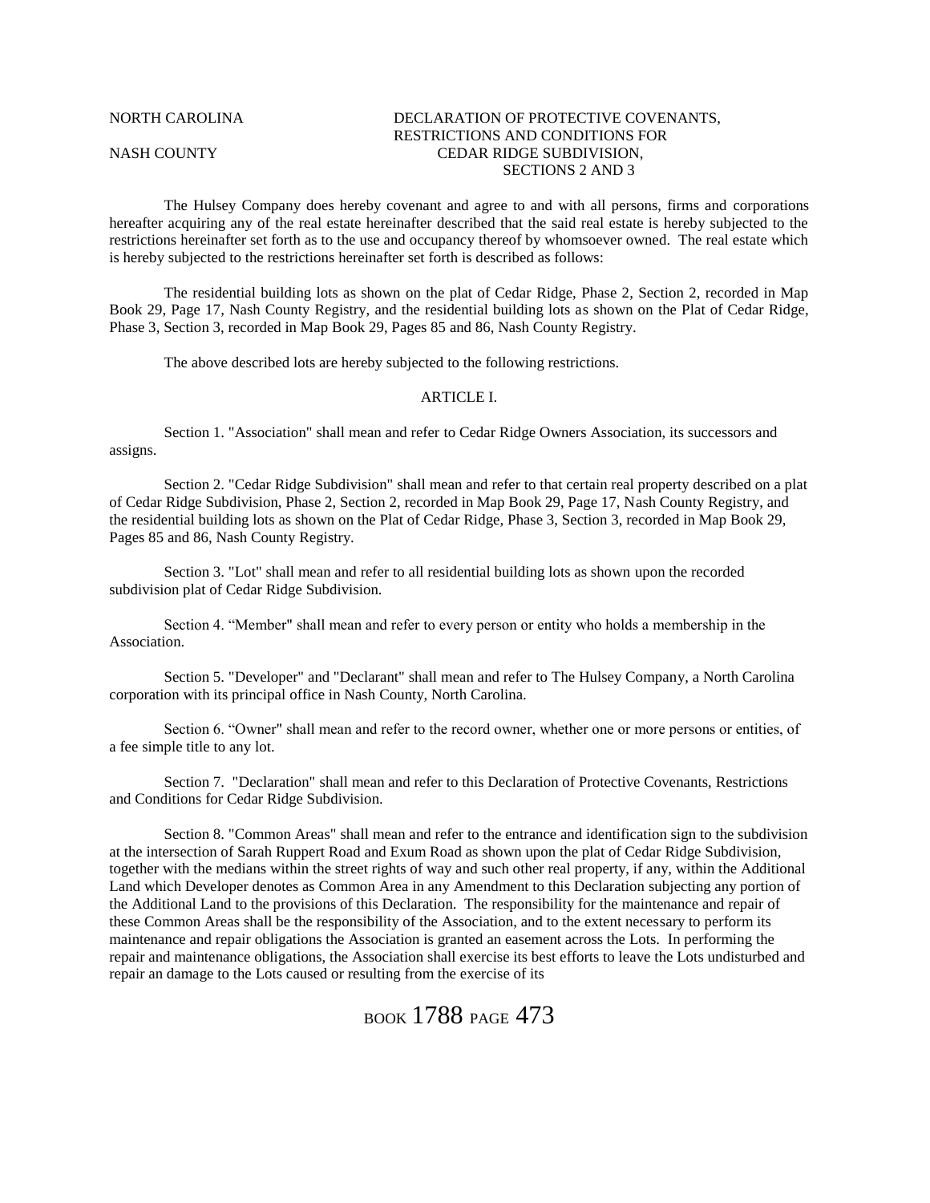NORTH CAROLINA

NASH COUNTY

# DECLARATION OF PROTECTIVE COVENANTS, RESTRICTIONS AND CONDITIONS FOR CEDAR RIDGE SUBDIVISION, SECTIONS 2 AND 3

The Hulsey Company does hereby covenant and agree to and with all persons, firms and corporations hereafter acquiring any of the real estate hereinafter described that the said real estate is hereby subjected to the restrictions hereinafter set forth as to the use and occupancy thereof by whomsoever owned. The real estate which is hereby subjected to the restrictions hereinafter set forth is described as follows:

The residential building lots as shown on the plat of Cedar Ridge, Phase 2, Section 2, recorded in Map Book 29, Page 17, Nash County Registry, and the residential building lots as shown on the Plat of Cedar Ridge, Phase 3, Section 3, recorded in Map Book 29, Pages 85 and 86, Nash County Registry.

The above described lots are hereby subjected to the following restrictions.

## ARTICLE I.

Section 1. "Association" shall mean and refer to Cedar Ridge Owners Association, its successors and assigns.

Section 2. "Cedar Ridge Subdivision" shall mean and refer to that certain real property described on a plat of Cedar Ridge Subdivision, Phase 2, Section 2, recorded in Map Book 29, Page 17, Nash County Registry, and the residential building lots as shown on the Plat of Cedar Ridge, Phase 3, Section 3, recorded in Map Book 29, Pages 85 and 86, Nash County Registry.

Section 3. "Lot" shall mean and refer to all residential building lots as shown upon the recorded subdivision plat of Cedar Ridge Subdivision.

Section 4. "Member" shall mean and refer to every person or entity who holds a membership in the Association.

Section 5. "Developer" and "Declarant" shall mean and refer to The Hulsey Company, a North Carolina corporation with its principal office in Nash County, North Carolina.

Section 6. "Owner" shall mean and refer to the record owner, whether one or more persons or entities, of a fee simple title to any lot.

Section 7. "Declaration" shall mean and refer to this Declaration of Protective Covenants, Restrictions and Conditions for Cedar Ridge Subdivision.

Section 8. "Common Areas" shall mean and refer to the entrance and identification sign to the subdivision at the intersection of Sarah Ruppert Road and Exum Road as shown upon the plat of Cedar Ridge Subdivision, together with the medians within the street rights of way and such other real property, if any, within the Additional Land which Developer denotes as Common Area in any Amendment to this Declaration subjecting any portion of the Additional Land to the provisions of this Declaration. The responsibility for the maintenance and repair of these Common Areas shall be the responsibility of the Association, and to the extent necessary to perform its maintenance and repair obligations the Association is granted an easement across the Lots. In performing the repair and maintenance obligations, the Association shall exercise its best efforts to leave the Lots undisturbed and repair an damage to the Lots caused or resulting from the exercise of its

BOOK 1788 PAGE 473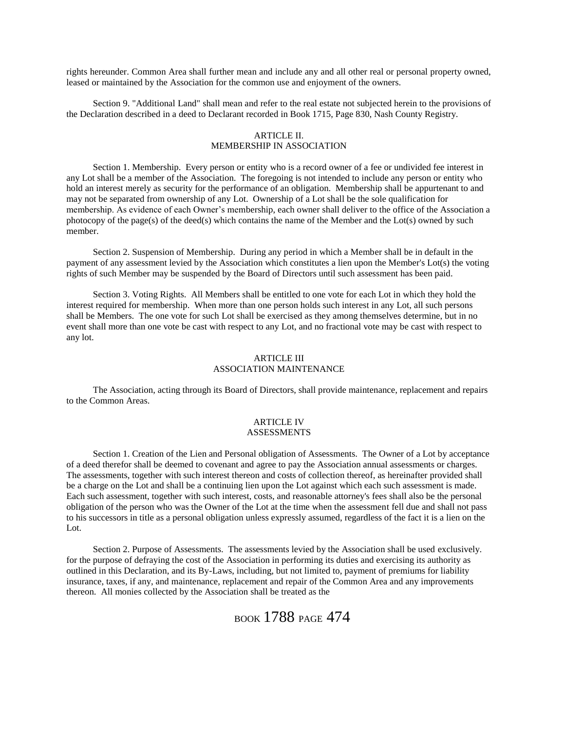rights hereunder. Common Area shall further mean and include any and all other real or personal property owned, leased or maintained by the Association for the common use and enjoyment of the owners.

Section 9. "Additional Land" shall mean and refer to the real estate not subjected herein to the provisions of the Declaration described in a deed to Declarant recorded in Book 1715, Page 830, Nash County Registry.

## ARTICLE II.
## MEMBERSHIP IN ASSOCIATION

Section 1. Membership. Every person or entity who is a record owner of a fee or undivided fee interest in any Lot shall be a member of the Association. The foregoing is not intended to include any person or entity who hold an interest merely as security for the performance of an obligation. Membership shall be appurtenant to and may not be separated from ownership of any Lot. Ownership of a Lot shall be the sole qualification for membership. As evidence of each Owner's membership, each owner shall deliver to the office of the Association a photocopy of the page(s) of the deed(s) which contains the name of the Member and the Lot(s) owned by such member.

Section 2. Suspension of Membership. During any period in which a Member shall be in default in the payment of any assessment levied by the Association which constitutes a lien upon the Member's Lot(s) the voting rights of such Member may be suspended by the Board of Directors until such assessment has been paid.

Section 3. Voting Rights. All Members shall be entitled to one vote for each Lot in which they hold the interest required for membership. When more than one person holds such interest in any Lot, all such persons shall be Members. The one vote for such Lot shall be exercised as they among themselves determine, but in no event shall more than one vote be cast with respect to any Lot, and no fractional vote may be cast with respect to any lot.

## ARTICLE III
## ASSOCIATION MAINTENANCE

The Association, acting through its Board of Directors, shall provide maintenance, replacement and repairs to the Common Areas.

## ARTICLE IV
## ASSESSMENTS

Section 1. Creation of the Lien and Personal obligation of Assessments. The Owner of a Lot by acceptance of a deed therefor shall be deemed to covenant and agree to pay the Association annual assessments or charges. The assessments, together with such interest thereon and costs of collection thereof, as hereinafter provided shall be a charge on the Lot and shall be a continuing lien upon the Lot against which each such assessment is made. Each such assessment, together with such interest, costs, and reasonable attorney's fees shall also be the personal obligation of the person who was the Owner of the Lot at the time when the assessment fell due and shall not pass to his successors in title as a personal obligation unless expressly assumed, regardless of the fact it is a lien on the Lot.

Section 2. Purpose of Assessments. The assessments levied by the Association shall be used exclusively. for the purpose of defraying the cost of the Association in performing its duties and exercising its authority as outlined in this Declaration, and its By-Laws, including, but not limited to, payment of premiums for liability insurance, taxes, if any, and maintenance, replacement and repair of the Common Area and any improvements thereon. All monies collected by the Association shall be treated as the

BOOK 1788 PAGE 474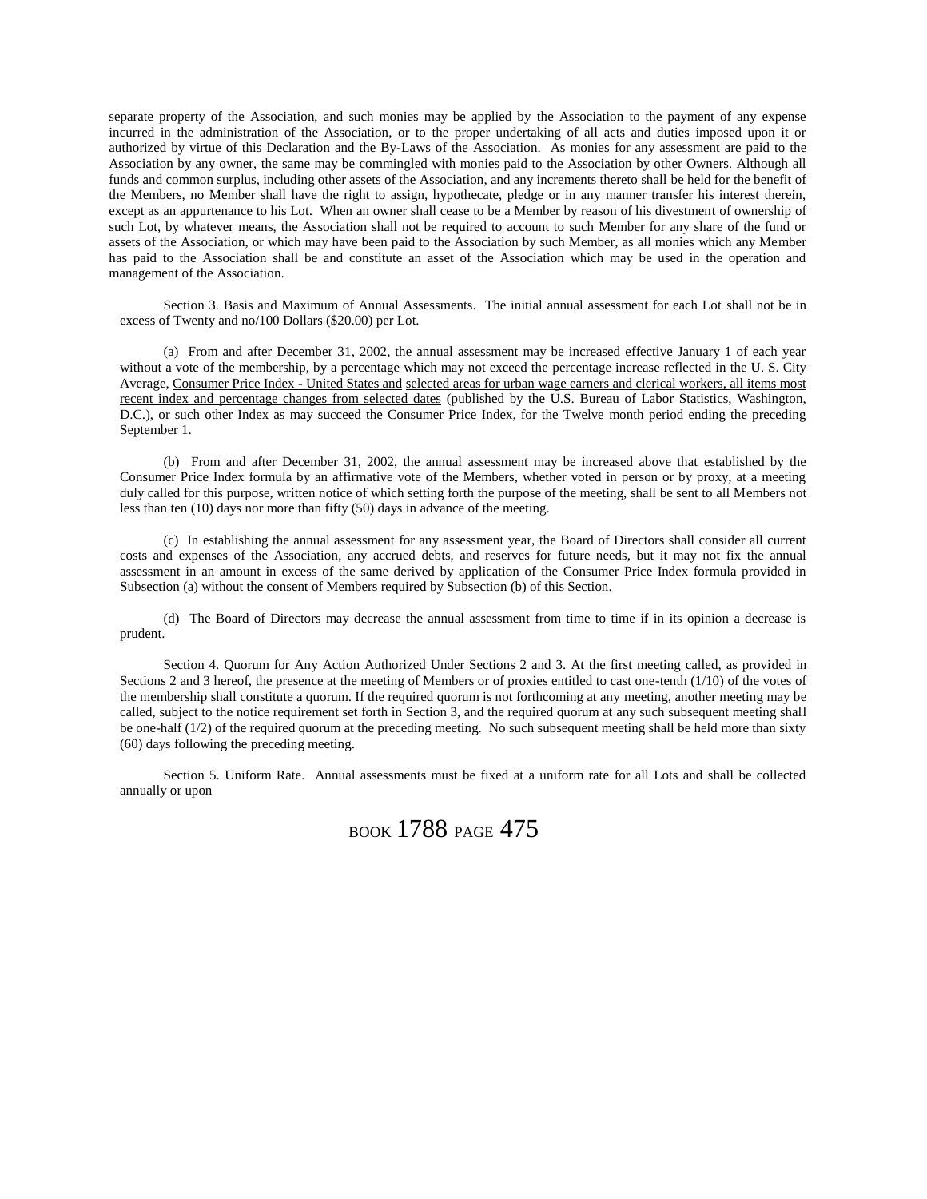separate property of the Association, and such monies may be applied by the Association to the payment of any expense incurred in the administration of the Association, or to the proper undertaking of all acts and duties imposed upon it or authorized by virtue of this Declaration and the By-Laws of the Association. As monies for any assessment are paid to the Association by any owner, the same may be commingled with monies paid to the Association by other Owners. Although all funds and common surplus, including other assets of the Association, and any increments thereto shall be held for the benefit of the Members, no Member shall have the right to assign, hypothecate, pledge or in any manner transfer his interest therein, except as an appurtenance to his Lot. When an owner shall cease to be a Member by reason of his divestment of ownership of such Lot, by whatever means, the Association shall not be required to account to such Member for any share of the fund or assets of the Association, or which may have been paid to the Association by such Member, as all monies which any Member has paid to the Association shall be and constitute an asset of the Association which may be used in the operation and management of the Association.

Section 3. Basis and Maximum of Annual Assessments. The initial annual assessment for each Lot shall not be in excess of Twenty and no/100 Dollars ($20.00) per Lot.

(a) From and after December 31, 2002, the annual assessment may be increased effective January 1 of each year without a vote of the membership, by a percentage which may not exceed the percentage increase reflected in the U. S. City Average, Consumer Price Index - United States and selected areas for urban wage earners and clerical workers, all items most recent index and percentage changes from selected dates (published by the U.S. Bureau of Labor Statistics, Washington, D.C.), or such other Index as may succeed the Consumer Price Index, for the Twelve month period ending the preceding September 1.

(b) From and after December 31, 2002, the annual assessment may be increased above that established by the Consumer Price Index formula by an affirmative vote of the Members, whether voted in person or by proxy, at a meeting duly called for this purpose, written notice of which setting forth the purpose of the meeting, shall be sent to all Members not less than ten (10) days nor more than fifty (50) days in advance of the meeting.

(c) In establishing the annual assessment for any assessment year, the Board of Directors shall consider all current costs and expenses of the Association, any accrued debts, and reserves for future needs, but it may not fix the annual assessment in an amount in excess of the same derived by application of the Consumer Price Index formula provided in Subsection (a) without the consent of Members required by Subsection (b) of this Section.

(d) The Board of Directors may decrease the annual assessment from time to time if in its opinion a decrease is prudent.

Section 4. Quorum for Any Action Authorized Under Sections 2 and 3. At the first meeting called, as provided in Sections 2 and 3 hereof, the presence at the meeting of Members or of proxies entitled to cast one-tenth (1/10) of the votes of the membership shall constitute a quorum. If the required quorum is not forthcoming at any meeting, another meeting may be called, subject to the notice requirement set forth in Section 3, and the required quorum at any such subsequent meeting shall be one-half (1/2) of the required quorum at the preceding meeting. No such subsequent meeting shall be held more than sixty (60) days following the preceding meeting.

Section 5. Uniform Rate. Annual assessments must be fixed at a uniform rate for all Lots and shall be collected annually or upon

BOOK 1788 PAGE 475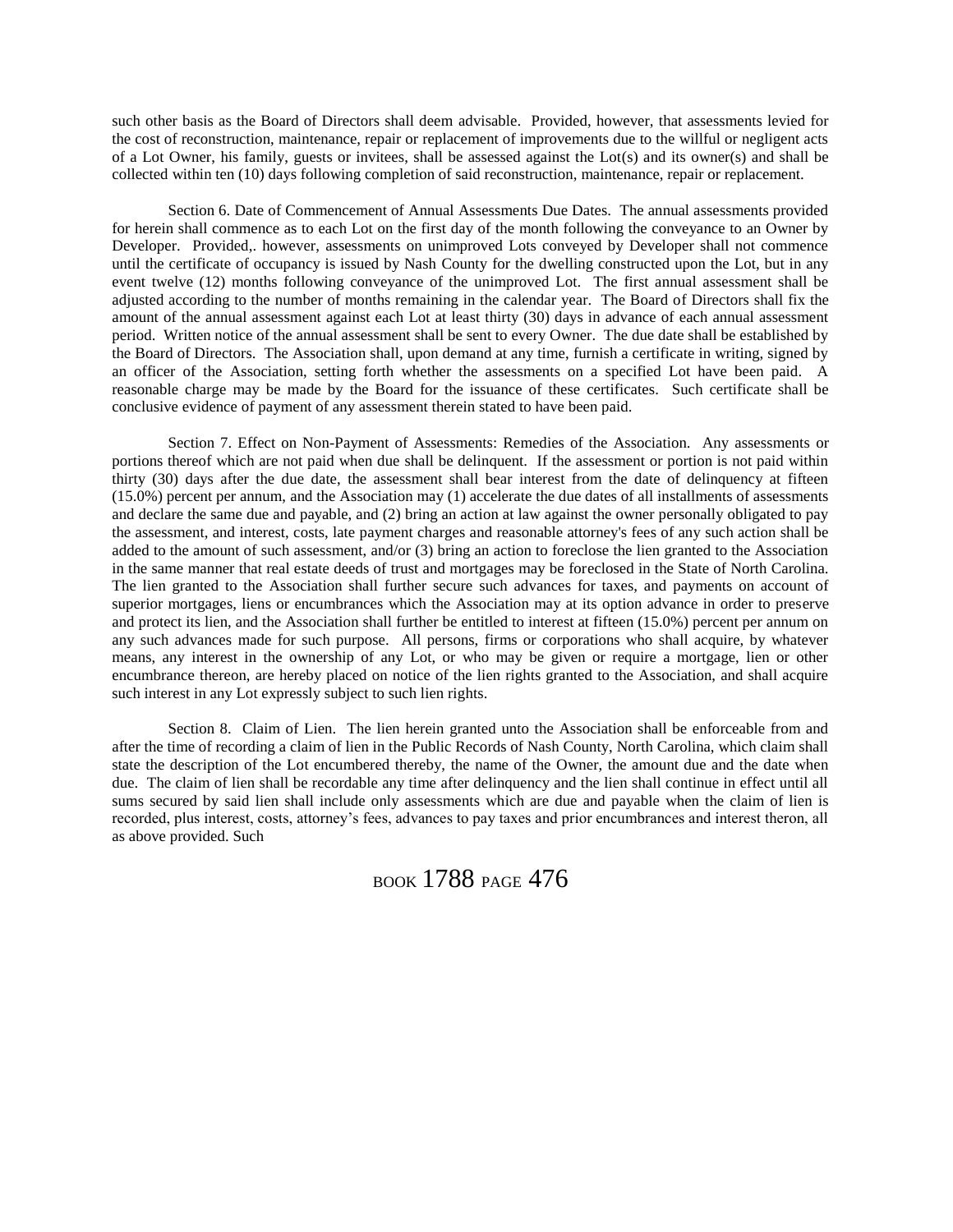such other basis as the Board of Directors shall deem advisable. Provided, however, that assessments levied for the cost of reconstruction, maintenance, repair or replacement of improvements due to the willful or negligent acts of a Lot Owner, his family, guests or invitees, shall be assessed against the Lot(s) and its owner(s) and shall be collected within ten (10) days following completion of said reconstruction, maintenance, repair or replacement.

Section 6. Date of Commencement of Annual Assessments Due Dates. The annual assessments provided for herein shall commence as to each Lot on the first day of the month following the conveyance to an Owner by Developer. Provided,. however, assessments on unimproved Lots conveyed by Developer shall not commence until the certificate of occupancy is issued by Nash County for the dwelling constructed upon the Lot, but in any event twelve (12) months following conveyance of the unimproved Lot. The first annual assessment shall be adjusted according to the number of months remaining in the calendar year. The Board of Directors shall fix the amount of the annual assessment against each Lot at least thirty (30) days in advance of each annual assessment period. Written notice of the annual assessment shall be sent to every Owner. The due date shall be established by the Board of Directors. The Association shall, upon demand at any time, furnish a certificate in writing, signed by an officer of the Association, setting forth whether the assessments on a specified Lot have been paid. A reasonable charge may be made by the Board for the issuance of these certificates. Such certificate shall be conclusive evidence of payment of any assessment therein stated to have been paid.

Section 7. Effect on Non-Payment of Assessments: Remedies of the Association. Any assessments or portions thereof which are not paid when due shall be delinquent. If the assessment or portion is not paid within thirty (30) days after the due date, the assessment shall bear interest from the date of delinquency at fifteen (15.0%) percent per annum, and the Association may (1) accelerate the due dates of all installments of assessments and declare the same due and payable, and (2) bring an action at law against the owner personally obligated to pay the assessment, and interest, costs, late payment charges and reasonable attorney's fees of any such action shall be added to the amount of such assessment, and/or (3) bring an action to foreclose the lien granted to the Association in the same manner that real estate deeds of trust and mortgages may be foreclosed in the State of North Carolina. The lien granted to the Association shall further secure such advances for taxes, and payments on account of superior mortgages, liens or encumbrances which the Association may at its option advance in order to preserve and protect its lien, and the Association shall further be entitled to interest at fifteen (15.0%) percent per annum on any such advances made for such purpose. All persons, firms or corporations who shall acquire, by whatever means, any interest in the ownership of any Lot, or who may be given or require a mortgage, lien or other encumbrance thereon, are hereby placed on notice of the lien rights granted to the Association, and shall acquire such interest in any Lot expressly subject to such lien rights.

Section 8. Claim of Lien. The lien herein granted unto the Association shall be enforceable from and after the time of recording a claim of lien in the Public Records of Nash County, North Carolina, which claim shall state the description of the Lot encumbered thereby, the name of the Owner, the amount due and the date when due. The claim of lien shall be recordable any time after delinquency and the lien shall continue in effect until all sums secured by said lien shall include only assessments which are due and payable when the claim of lien is recorded, plus interest, costs, attorney's fees, advances to pay taxes and prior encumbrances and interest theron, all as above provided. Such

BOOK 1788 PAGE 476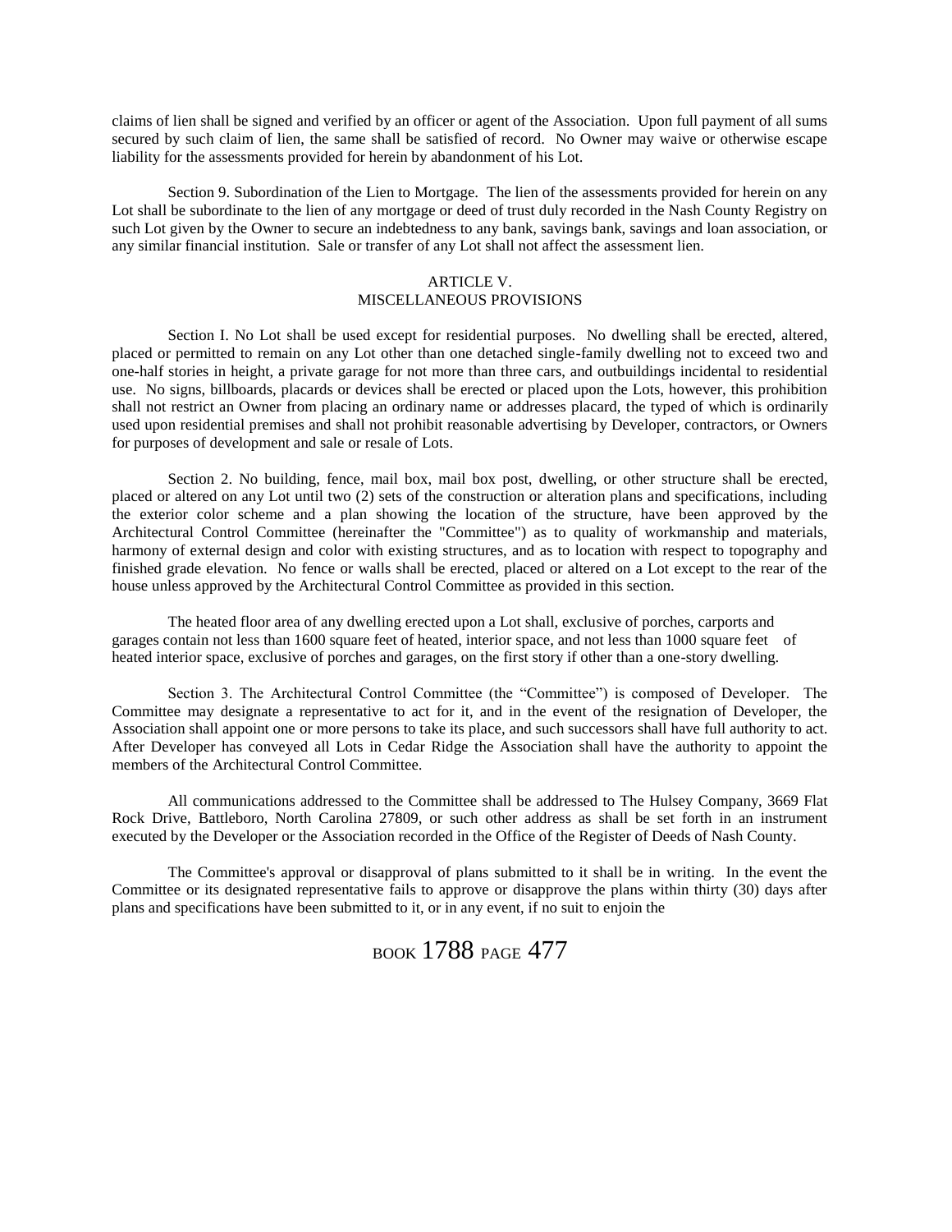claims of lien shall be signed and verified by an officer or agent of the Association. Upon full payment of all sums secured by such claim of lien, the same shall be satisfied of record. No Owner may waive or otherwise escape liability for the assessments provided for herein by abandonment of his Lot.

Section 9. Subordination of the Lien to Mortgage. The lien of the assessments provided for herein on any Lot shall be subordinate to the lien of any mortgage or deed of trust duly recorded in the Nash County Registry on such Lot given by the Owner to secure an indebtedness to any bank, savings bank, savings and loan association, or any similar financial institution. Sale or transfer of any Lot shall not affect the assessment lien.

## ARTICLE V.
## MISCELLANEOUS PROVISIONS

Section I. No Lot shall be used except for residential purposes. No dwelling shall be erected, altered, placed or permitted to remain on any Lot other than one detached single-family dwelling not to exceed two and one-half stories in height, a private garage for not more than three cars, and outbuildings incidental to residential use. No signs, billboards, placards or devices shall be erected or placed upon the Lots, however, this prohibition shall not restrict an Owner from placing an ordinary name or addresses placard, the typed of which is ordinarily used upon residential premises and shall not prohibit reasonable advertising by Developer, contractors, or Owners for purposes of development and sale or resale of Lots.

Section 2. No building, fence, mail box, mail box post, dwelling, or other structure shall be erected, placed or altered on any Lot until two (2) sets of the construction or alteration plans and specifications, including the exterior color scheme and a plan showing the location of the structure, have been approved by the Architectural Control Committee (hereinafter the "Committee") as to quality of workmanship and materials, harmony of external design and color with existing structures, and as to location with respect to topography and finished grade elevation. No fence or walls shall be erected, placed or altered on a Lot except to the rear of the house unless approved by the Architectural Control Committee as provided in this section.

The heated floor area of any dwelling erected upon a Lot shall, exclusive of porches, carports and garages contain not less than 1600 square feet of heated, interior space, and not less than 1000 square feet of heated interior space, exclusive of porches and garages, on the first story if other than a one-story dwelling.

Section 3. The Architectural Control Committee (the "Committee") is composed of Developer. The Committee may designate a representative to act for it, and in the event of the resignation of Developer, the Association shall appoint one or more persons to take its place, and such successors shall have full authority to act. After Developer has conveyed all Lots in Cedar Ridge the Association shall have the authority to appoint the members of the Architectural Control Committee.

All communications addressed to the Committee shall be addressed to The Hulsey Company, 3669 Flat Rock Drive, Battleboro, North Carolina 27809, or such other address as shall be set forth in an instrument executed by the Developer or the Association recorded in the Office of the Register of Deeds of Nash County.

The Committee's approval or disapproval of plans submitted to it shall be in writing. In the event the Committee or its designated representative fails to approve or disapprove the plans within thirty (30) days after plans and specifications have been submitted to it, or in any event, if no suit to enjoin the

BOOK 1788 PAGE 477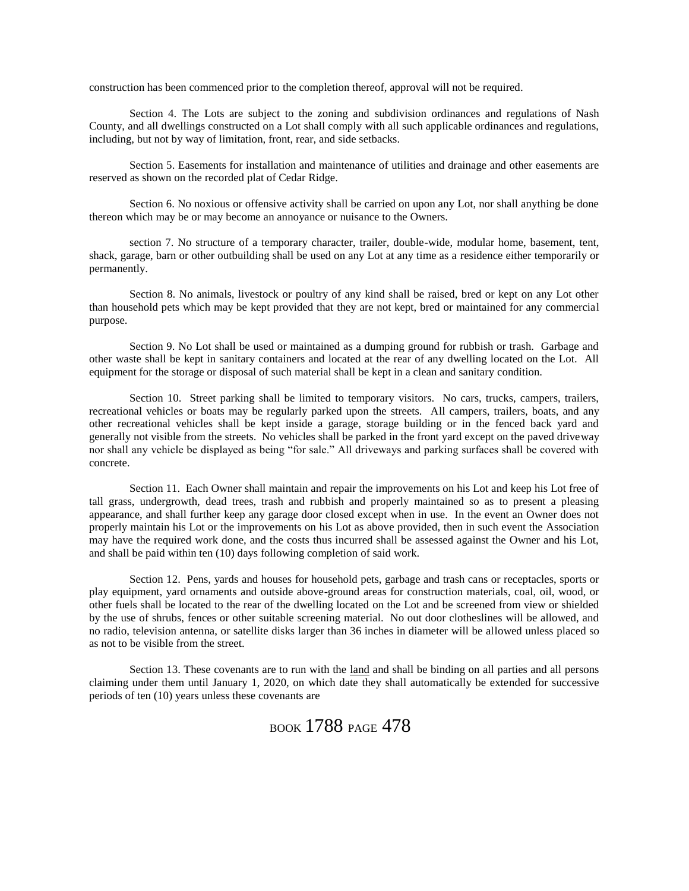construction has been commenced prior to the completion thereof, approval will not be required.

Section 4. The Lots are subject to the zoning and subdivision ordinances and regulations of Nash County, and all dwellings constructed on a Lot shall comply with all such applicable ordinances and regulations, including, but not by way of limitation, front, rear, and side setbacks.

Section 5. Easements for installation and maintenance of utilities and drainage and other easements are reserved as shown on the recorded plat of Cedar Ridge.

Section 6. No noxious or offensive activity shall be carried on upon any Lot, nor shall anything be done thereon which may be or may become an annoyance or nuisance to the Owners.

section 7. No structure of a temporary character, trailer, double-wide, modular home, basement, tent, shack, garage, barn or other outbuilding shall be used on any Lot at any time as a residence either temporarily or permanently.

Section 8. No animals, livestock or poultry of any kind shall be raised, bred or kept on any Lot other than household pets which may be kept provided that they are not kept, bred or maintained for any commercial purpose.

Section 9. No Lot shall be used or maintained as a dumping ground for rubbish or trash. Garbage and other waste shall be kept in sanitary containers and located at the rear of any dwelling located on the Lot. All equipment for the storage or disposal of such material shall be kept in a clean and sanitary condition.

Section 10. Street parking shall be limited to temporary visitors. No cars, trucks, campers, trailers, recreational vehicles or boats may be regularly parked upon the streets. All campers, trailers, boats, and any other recreational vehicles shall be kept inside a garage, storage building or in the fenced back yard and generally not visible from the streets. No vehicles shall be parked in the front yard except on the paved driveway nor shall any vehicle be displayed as being "for sale." All driveways and parking surfaces shall be covered with concrete.

Section 11. Each Owner shall maintain and repair the improvements on his Lot and keep his Lot free of tall grass, undergrowth, dead trees, trash and rubbish and properly maintained so as to present a pleasing appearance, and shall further keep any garage door closed except when in use. In the event an Owner does not properly maintain his Lot or the improvements on his Lot as above provided, then in such event the Association may have the required work done, and the costs thus incurred shall be assessed against the Owner and his Lot, and shall be paid within ten (10) days following completion of said work.

Section 12. Pens, yards and houses for household pets, garbage and trash cans or receptacles, sports or play equipment, yard ornaments and outside above-ground areas for construction materials, coal, oil, wood, or other fuels shall be located to the rear of the dwelling located on the Lot and be screened from view or shielded by the use of shrubs, fences or other suitable screening material. No out door clotheslines will be allowed, and no radio, television antenna, or satellite disks larger than 36 inches in diameter will be allowed unless placed so as not to be visible from the street.

Section 13. These covenants are to run with the land and shall be binding on all parties and all persons claiming under them until January 1, 2020, on which date they shall automatically be extended for successive periods of ten (10) years unless these covenants are

BOOK 1788 PAGE 478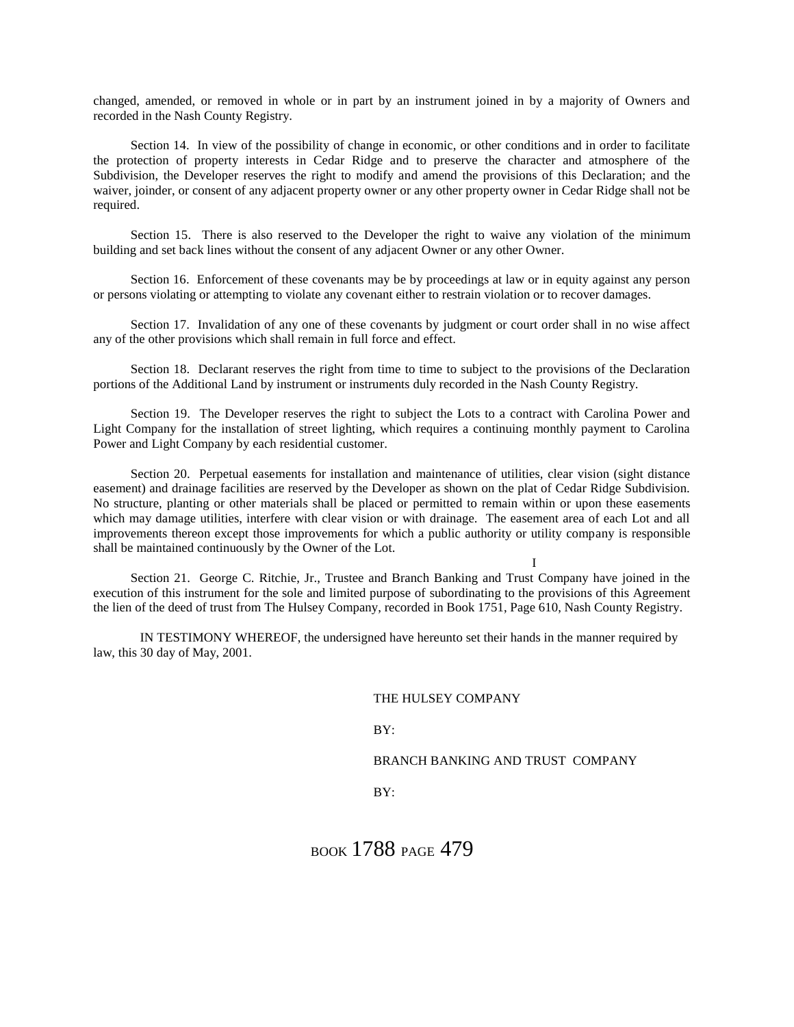changed, amended, or removed in whole or in part by an instrument joined in by a majority of Owners and recorded in the Nash County Registry.

Section 14. In view of the possibility of change in economic, or other conditions and in order to facilitate the protection of property interests in Cedar Ridge and to preserve the character and atmosphere of the Subdivision, the Developer reserves the right to modify and amend the provisions of this Declaration; and the waiver, joinder, or consent of any adjacent property owner or any other property owner in Cedar Ridge shall not be required.

Section 15. There is also reserved to the Developer the right to waive any violation of the minimum building and set back lines without the consent of any adjacent Owner or any other Owner.

Section 16. Enforcement of these covenants may be by proceedings at law or in equity against any person or persons violating or attempting to violate any covenant either to restrain violation or to recover damages.

Section 17. Invalidation of any one of these covenants by judgment or court order shall in no wise affect any of the other provisions which shall remain in full force and effect.

Section 18. Declarant reserves the right from time to time to subject to the provisions of the Declaration portions of the Additional Land by instrument or instruments duly recorded in the Nash County Registry.

Section 19. The Developer reserves the right to subject the Lots to a contract with Carolina Power and Light Company for the installation of street lighting, which requires a continuing monthly payment to Carolina Power and Light Company by each residential customer.

Section 20. Perpetual easements for installation and maintenance of utilities, clear vision (sight distance easement) and drainage facilities are reserved by the Developer as shown on the plat of Cedar Ridge Subdivision. No structure, planting or other materials shall be placed or permitted to remain within or upon these easements which may damage utilities, interfere with clear vision or with drainage. The easement area of each Lot and all improvements thereon except those improvements for which a public authority or utility company is responsible shall be maintained continuously by the Owner of the Lot.

I

Section 21. George C. Ritchie, Jr., Trustee and Branch Banking and Trust Company have joined in the execution of this instrument for the sole and limited purpose of subordinating to the provisions of this Agreement the lien of the deed of trust from The Hulsey Company, recorded in Book 1751, Page 610, Nash County Registry.

IN TESTIMONY WHEREOF, the undersigned have hereunto set their hands in the manner required by law, this 30 day of May, 2001.

THE HULSEY COMPANY

BY:

BRANCH BANKING AND TRUST COMPANY

BY:

BOOK 1788 PAGE 479